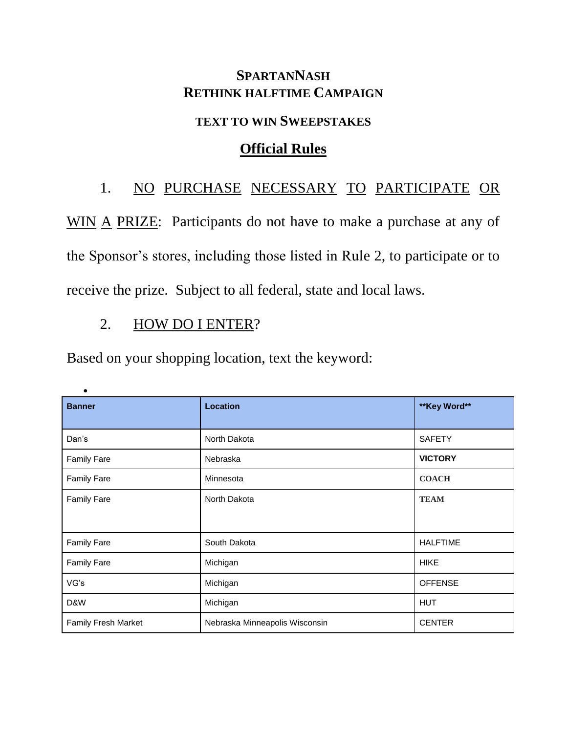# SPARTANNASH
# RETHINK HALFTIME CAMPAIGN

## TEXT TO WIN SWEEPSTAKES

## Official Rules

1. NO PURCHASE NECESSARY TO PARTICIPATE OR WIN A PRIZE: Participants do not have to make a purchase at any of the Sponsor's stores, including those listed in Rule 2, to participate or to receive the prize. Subject to all federal, state and local laws.

2. HOW DO I ENTER?

Based on your shopping location, text the keyword:

| Banner | Location | **Key Word** |
|---|---|---|
| Dan's | North Dakota | SAFETY |
| Family Fare | Nebraska | **VICTORY** |
| Family Fare | Minnesota | **COACH** |
| Family Fare | North Dakota | **TEAM** |
| Family Fare | South Dakota | HALFTIME |
| Family Fare | Michigan | HIKE |
| VG's | Michigan | OFFENSE |
| D&W | Michigan | HUT |
| Family Fresh Market | Nebraska Minneapolis Wisconsin | CENTER |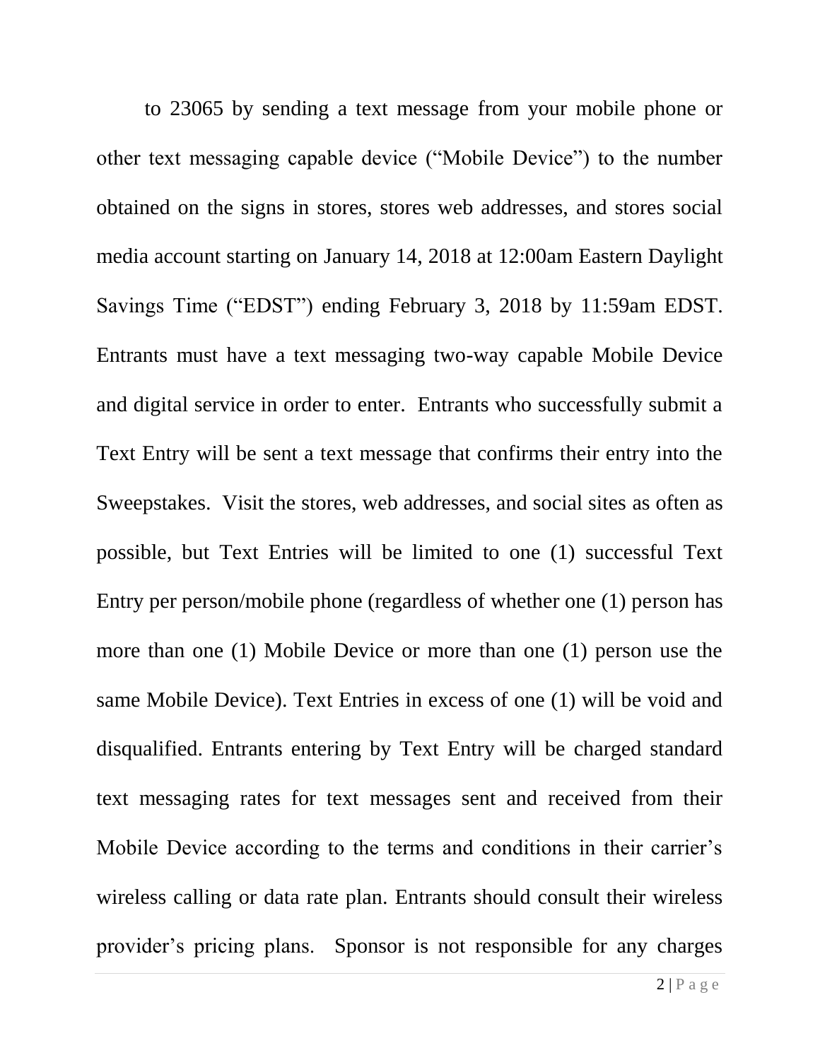to 23065 by sending a text message from your mobile phone or other text messaging capable device ("Mobile Device") to the number obtained on the signs in stores, stores web addresses, and stores social media account starting on January 14, 2018 at 12:00am Eastern Daylight Savings Time ("EDST") ending February 3, 2018 by 11:59am EDST. Entrants must have a text messaging two-way capable Mobile Device and digital service in order to enter. Entrants who successfully submit a Text Entry will be sent a text message that confirms their entry into the Sweepstakes. Visit the stores, web addresses, and social sites as often as possible, but Text Entries will be limited to one (1) successful Text Entry per person/mobile phone (regardless of whether one (1) person has more than one (1) Mobile Device or more than one (1) person use the same Mobile Device). Text Entries in excess of one (1) will be void and disqualified. Entrants entering by Text Entry will be charged standard text messaging rates for text messages sent and received from their Mobile Device according to the terms and conditions in their carrier's wireless calling or data rate plan. Entrants should consult their wireless provider's pricing plans. Sponsor is not responsible for any charges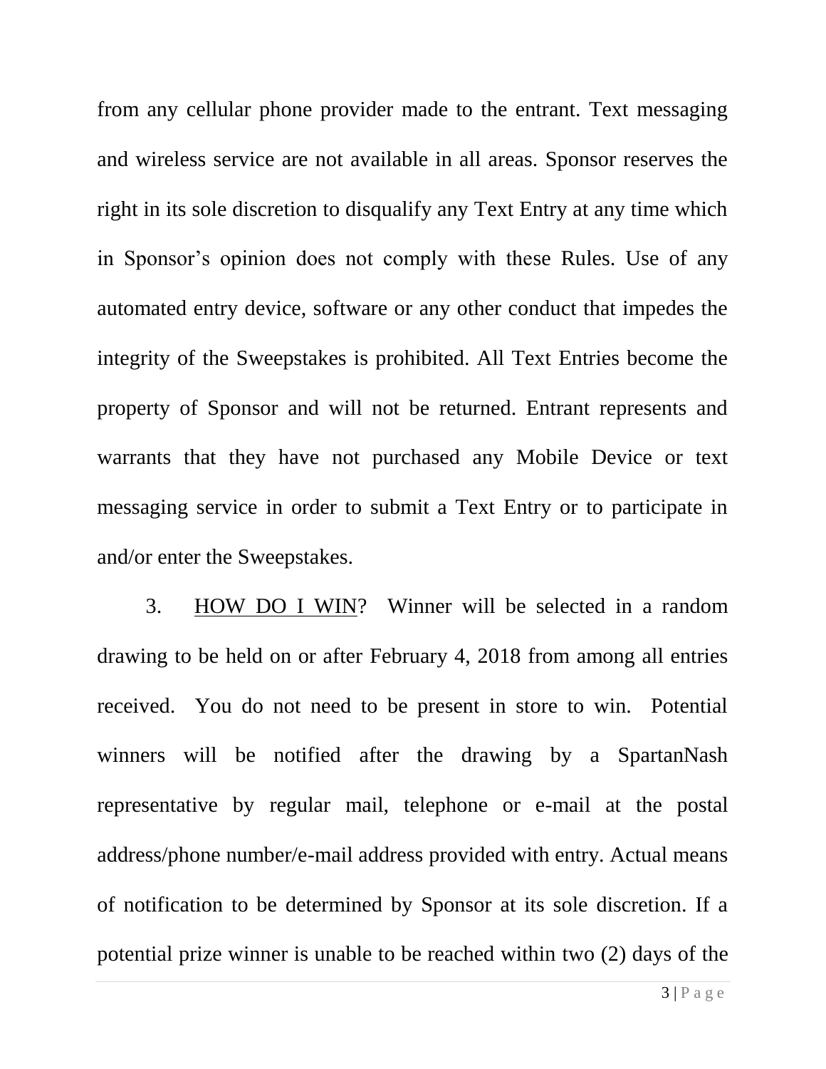from any cellular phone provider made to the entrant. Text messaging and wireless service are not available in all areas. Sponsor reserves the right in its sole discretion to disqualify any Text Entry at any time which in Sponsor's opinion does not comply with these Rules. Use of any automated entry device, software or any other conduct that impedes the integrity of the Sweepstakes is prohibited. All Text Entries become the property of Sponsor and will not be returned. Entrant represents and warrants that they have not purchased any Mobile Device or text messaging service in order to submit a Text Entry or to participate in and/or enter the Sweepstakes.

3. <u>HOW DO I WIN</u>? Winner will be selected in a random drawing to be held on or after February 4, 2018 from among all entries received. You do not need to be present in store to win. Potential winners will be notified after the drawing by a SpartanNash representative by regular mail, telephone or e-mail at the postal address/phone number/e-mail address provided with entry. Actual means of notification to be determined by Sponsor at its sole discretion. If a potential prize winner is unable to be reached within two (2) days of the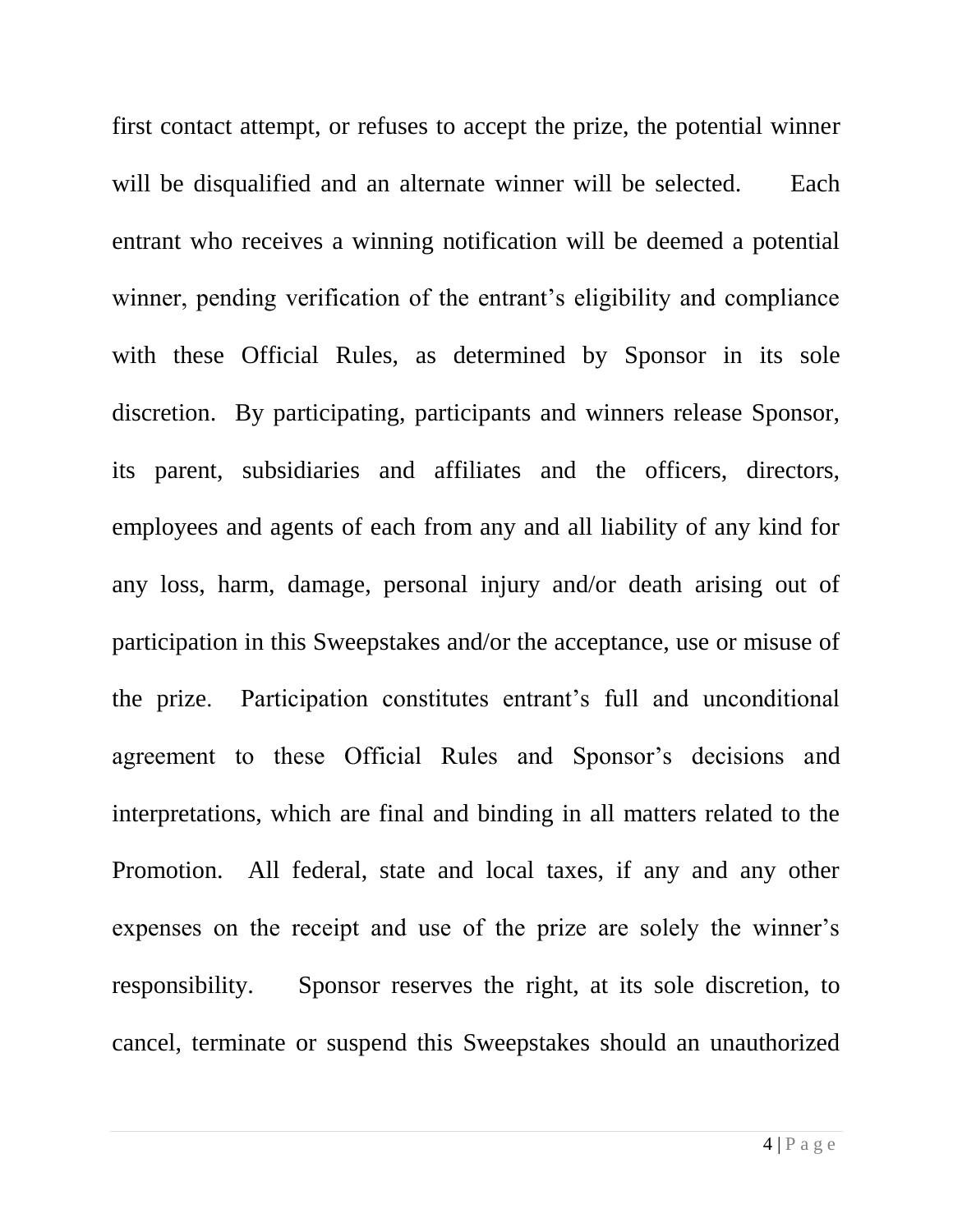first contact attempt, or refuses to accept the prize, the potential winner will be disqualified and an alternate winner will be selected. Each entrant who receives a winning notification will be deemed a potential winner, pending verification of the entrant's eligibility and compliance with these Official Rules, as determined by Sponsor in its sole discretion. By participating, participants and winners release Sponsor, its parent, subsidiaries and affiliates and the officers, directors, employees and agents of each from any and all liability of any kind for any loss, harm, damage, personal injury and/or death arising out of participation in this Sweepstakes and/or the acceptance, use or misuse of the prize. Participation constitutes entrant's full and unconditional agreement to these Official Rules and Sponsor's decisions and interpretations, which are final and binding in all matters related to the Promotion. All federal, state and local taxes, if any and any other expenses on the receipt and use of the prize are solely the winner's responsibility. Sponsor reserves the right, at its sole discretion, to cancel, terminate or suspend this Sweepstakes should an unauthorized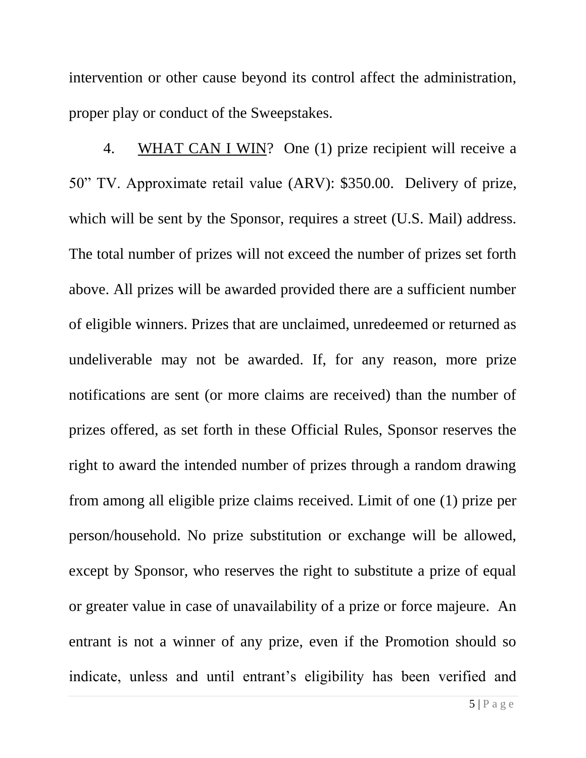intervention or other cause beyond its control affect the administration, proper play or conduct of the Sweepstakes.

4. WHAT CAN I WIN? One (1) prize recipient will receive a 50" TV. Approximate retail value (ARV): $350.00. Delivery of prize, which will be sent by the Sponsor, requires a street (U.S. Mail) address. The total number of prizes will not exceed the number of prizes set forth above. All prizes will be awarded provided there are a sufficient number of eligible winners. Prizes that are unclaimed, unredeemed or returned as undeliverable may not be awarded. If, for any reason, more prize notifications are sent (or more claims are received) than the number of prizes offered, as set forth in these Official Rules, Sponsor reserves the right to award the intended number of prizes through a random drawing from among all eligible prize claims received. Limit of one (1) prize per person/household. No prize substitution or exchange will be allowed, except by Sponsor, who reserves the right to substitute a prize of equal or greater value in case of unavailability of a prize or force majeure. An entrant is not a winner of any prize, even if the Promotion should so indicate, unless and until entrant's eligibility has been verified and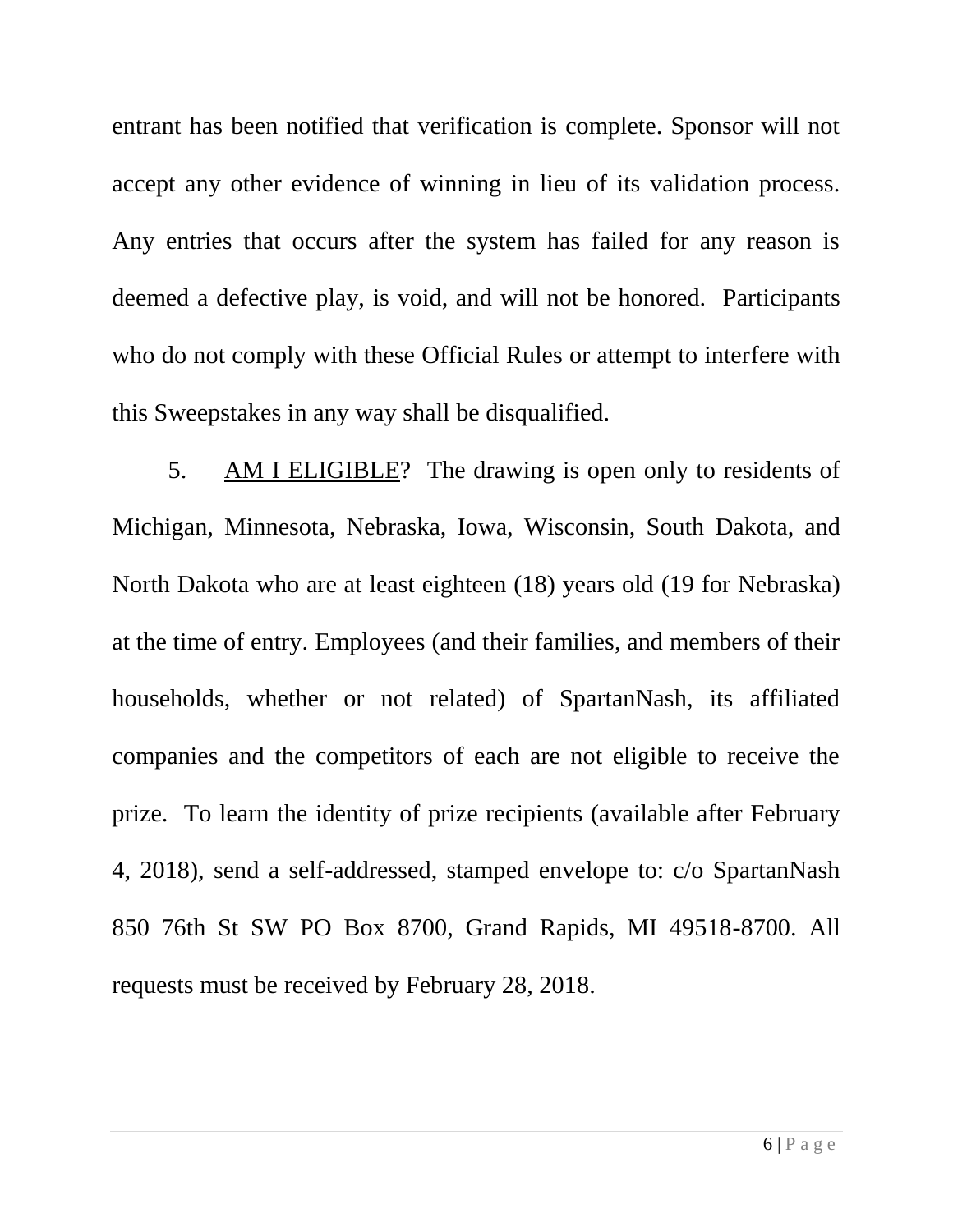entrant has been notified that verification is complete. Sponsor will not accept any other evidence of winning in lieu of its validation process. Any entries that occurs after the system has failed for any reason is deemed a defective play, is void, and will not be honored. Participants who do not comply with these Official Rules or attempt to interfere with this Sweepstakes in any way shall be disqualified.

5. AM I ELIGIBLE? The drawing is open only to residents of Michigan, Minnesota, Nebraska, Iowa, Wisconsin, South Dakota, and North Dakota who are at least eighteen (18) years old (19 for Nebraska) at the time of entry. Employees (and their families, and members of their households, whether or not related) of SpartanNash, its affiliated companies and the competitors of each are not eligible to receive the prize. To learn the identity of prize recipients (available after February 4, 2018), send a self-addressed, stamped envelope to: c/o SpartanNash 850 76th St SW PO Box 8700, Grand Rapids, MI 49518-8700. All requests must be received by February 28, 2018.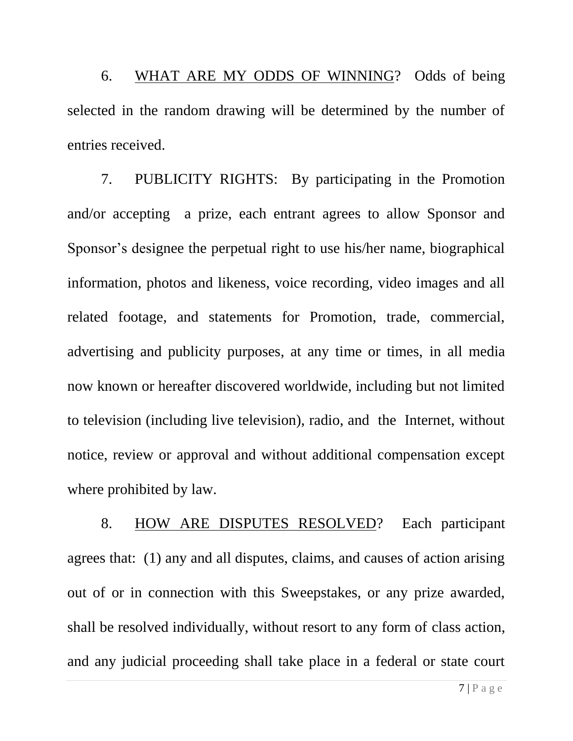6. WHAT ARE MY ODDS OF WINNING? Odds of being selected in the random drawing will be determined by the number of entries received.

7. PUBLICITY RIGHTS: By participating in the Promotion and/or accepting a prize, each entrant agrees to allow Sponsor and Sponsor's designee the perpetual right to use his/her name, biographical information, photos and likeness, voice recording, video images and all related footage, and statements for Promotion, trade, commercial, advertising and publicity purposes, at any time or times, in all media now known or hereafter discovered worldwide, including but not limited to television (including live television), radio, and the Internet, without notice, review or approval and without additional compensation except where prohibited by law.

8. HOW ARE DISPUTES RESOLVED? Each participant agrees that: (1) any and all disputes, claims, and causes of action arising out of or in connection with this Sweepstakes, or any prize awarded, shall be resolved individually, without resort to any form of class action, and any judicial proceeding shall take place in a federal or state court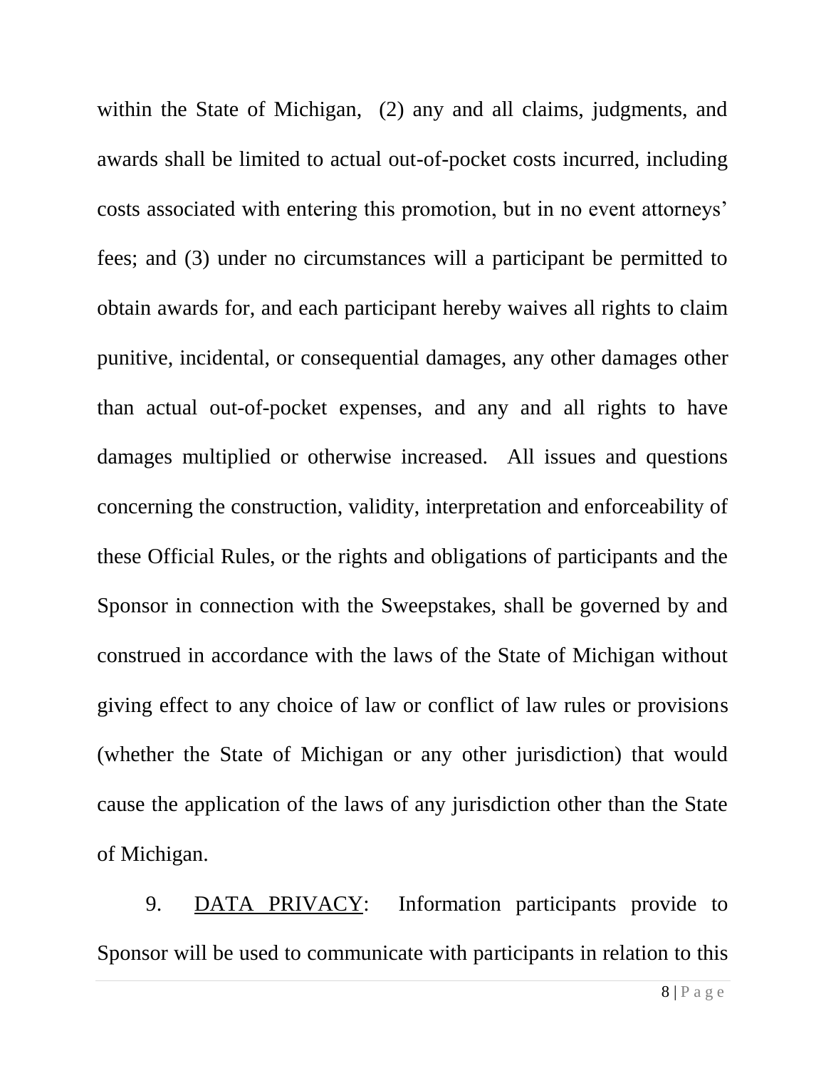within the State of Michigan,  (2) any and all claims, judgments, and awards shall be limited to actual out-of-pocket costs incurred, including costs associated with entering this promotion, but in no event attorneys' fees; and (3) under no circumstances will a participant be permitted to obtain awards for, and each participant hereby waives all rights to claim punitive, incidental, or consequential damages, any other damages other than actual out-of-pocket expenses, and any and all rights to have damages multiplied or otherwise increased.  All issues and questions concerning the construction, validity, interpretation and enforceability of these Official Rules, or the rights and obligations of participants and the Sponsor in connection with the Sweepstakes, shall be governed by and construed in accordance with the laws of the State of Michigan without giving effect to any choice of law or conflict of law rules or provisions (whether the State of Michigan or any other jurisdiction) that would cause the application of the laws of any jurisdiction other than the State of Michigan.

9. <u>DATA PRIVACY</u>:  Information participants provide to Sponsor will be used to communicate with participants in relation to this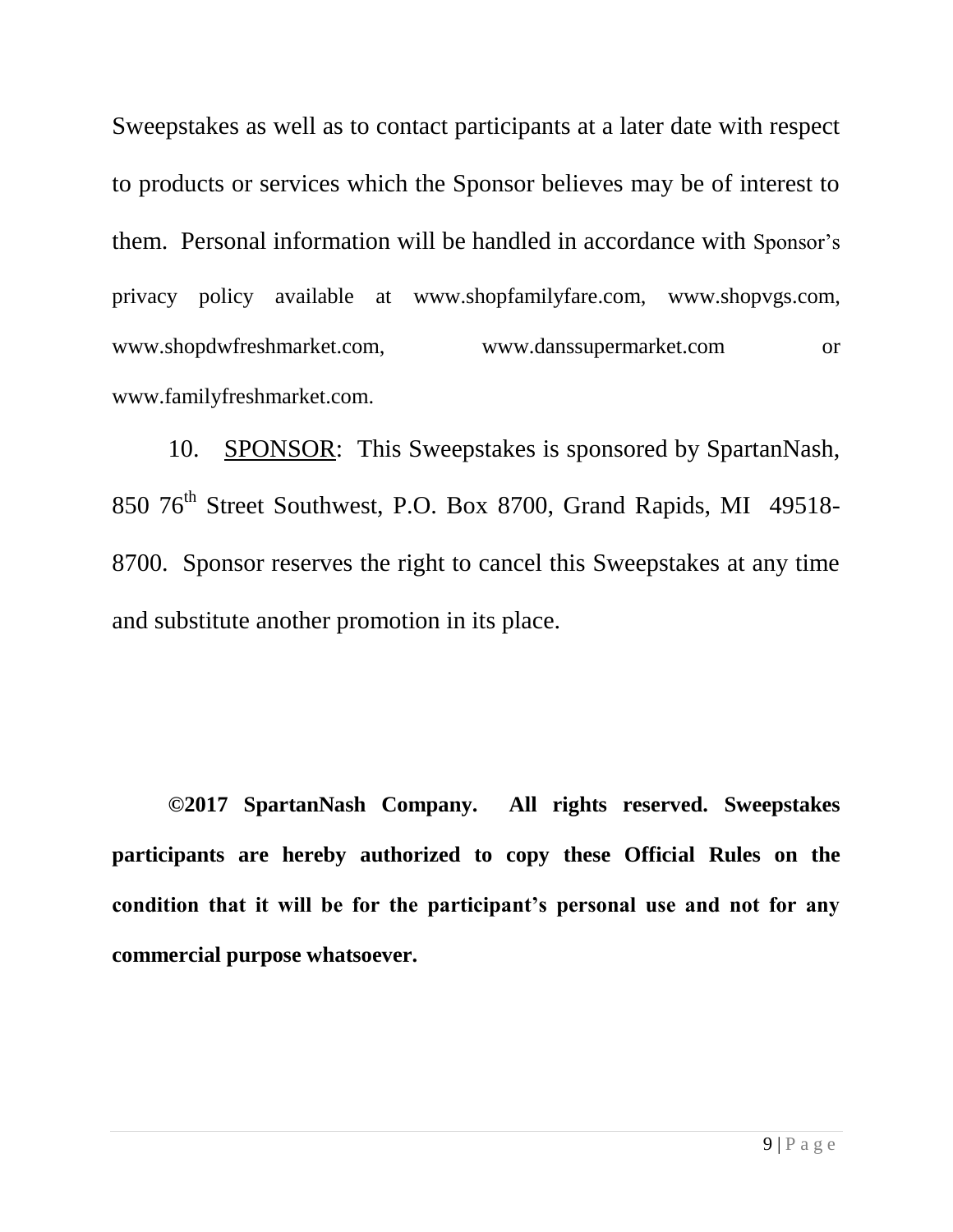Sweepstakes as well as to contact participants at a later date with respect to products or services which the Sponsor believes may be of interest to them. Personal information will be handled in accordance with Sponsor's privacy policy available at www.shopfamilyfare.com, www.shopvgs.com, www.shopdwfreshmarket.com, www.danssupermarket.com or www.familyfreshmarket.com.

10. SPONSOR: This Sweepstakes is sponsored by SpartanNash, 850 76th Street Southwest, P.O. Box 8700, Grand Rapids, MI 49518-8700. Sponsor reserves the right to cancel this Sweepstakes at any time and substitute another promotion in its place.

**©2017 SpartanNash Company. All rights reserved. Sweepstakes participants are hereby authorized to copy these Official Rules on the condition that it will be for the participant's personal use and not for any commercial purpose whatsoever.**